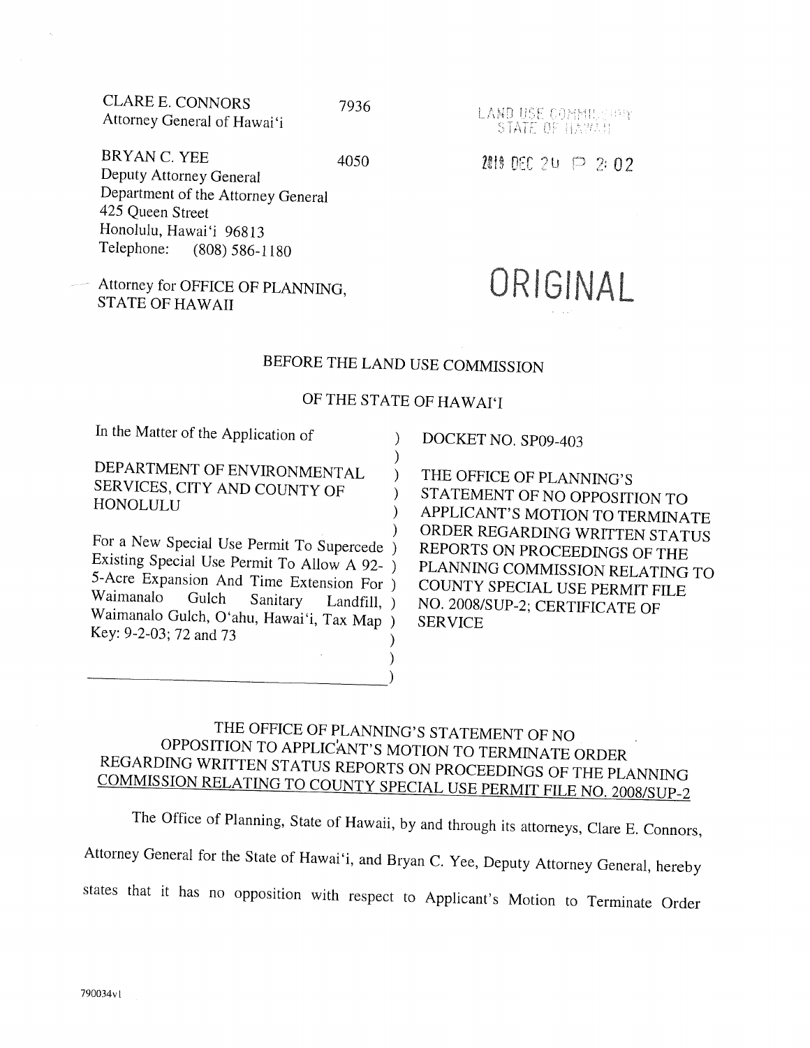CLARE E. CONNORS 7936
Attorney General of Hawai'i

BRYAN C. YEE 4050
Deputy Attorney General
Department of the Attorney General
425 Queen Street
Honolulu, Hawai'i 96813
Telephone: (808) 586-1180

Attorney for OFFICE OF PLANNING,
STATE OF HAWAII

LAND USE COMMISSION
STATE OF HAWAII

2019 DEC 24 P 2:02

ORIGINAL

BEFORE THE LAND USE COMMISSION

OF THE STATE OF HAWAI'I

| | |
|---|---|
| In the Matter of the Application of<br><br>DEPARTMENT OF ENVIRONMENTAL SERVICES, CITY AND COUNTY OF HONOLULU<br><br>For a New Special Use Permit To Supercede Existing Special Use Permit To Allow A 92-5-Acre Expansion And Time Extension For Waimanalo Gulch Sanitary Landfill, Waimanalo Gulch, O'ahu, Hawai'i, Tax Map Key: 9-2-03; 72 and 73 | DOCKET NO. SP09-403<br><br>THE OFFICE OF PLANNING'S STATEMENT OF NO OPPOSITION TO APPLICANT'S MOTION TO TERMINATE ORDER REGARDING WRITTEN STATUS REPORTS ON PROCEEDINGS OF THE PLANNING COMMISSION RELATING TO COUNTY SPECIAL USE PERMIT FILE NO. 2008/SUP-2; CERTIFICATE OF SERVICE |

THE OFFICE OF PLANNING'S STATEMENT OF NO OPPOSITION TO APPLICANT'S MOTION TO TERMINATE ORDER REGARDING WRITTEN STATUS REPORTS ON PROCEEDINGS OF THE PLANNING COMMISSION RELATING TO COUNTY SPECIAL USE PERMIT FILE NO. 2008/SUP-2

The Office of Planning, State of Hawaii, by and through its attorneys, Clare E. Connors, Attorney General for the State of Hawai'i, and Bryan C. Yee, Deputy Attorney General, hereby states that it has no opposition with respect to Applicant's Motion to Terminate Order

790034v1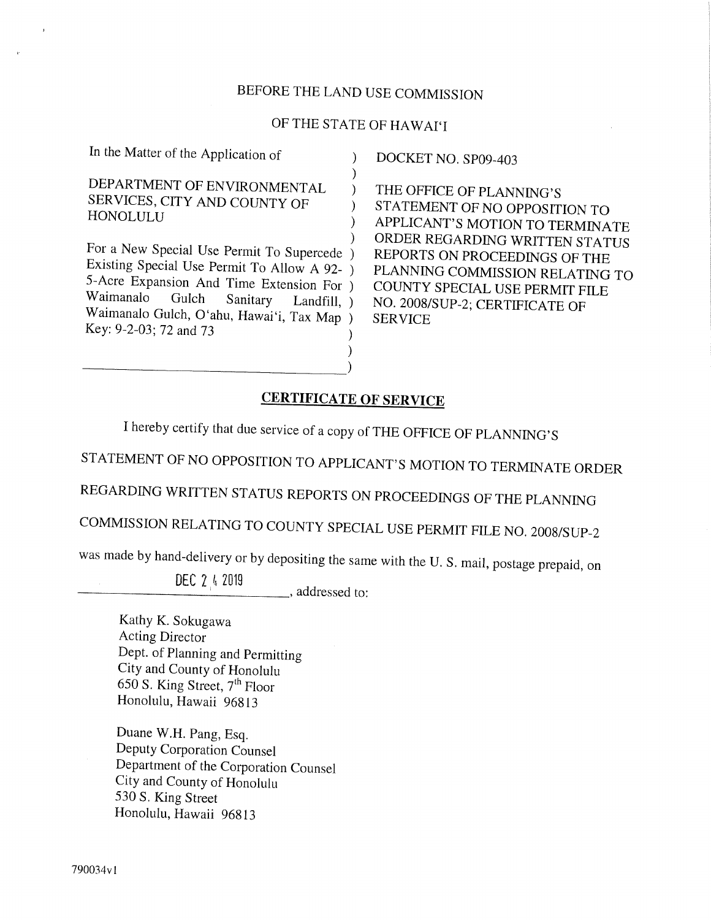BEFORE THE LAND USE COMMISSION

OF THE STATE OF HAWAIʻI

| | | |
|---|---|---|
| In the Matter of the Application of<br><br>DEPARTMENT OF ENVIRONMENTAL SERVICES, CITY AND COUNTY OF HONOLULU<br><br>For a New Special Use Permit To Supercede Existing Special Use Permit To Allow A 92-5-Acre Expansion And Time Extension For Waimanalo Gulch Sanitary Landfill, Waimanalo Gulch, Oʻahu, Hawaiʻi, Tax Map Key: 9-2-03; 72 and 73 | ) | DOCKET NO. SP09-403<br><br>THE OFFICE OF PLANNING'S STATEMENT OF NO OPPOSITION TO APPLICANT'S MOTION TO TERMINATE ORDER REGARDING WRITTEN STATUS REPORTS ON PROCEEDINGS OF THE PLANNING COMMISSION RELATING TO COUNTY SPECIAL USE PERMIT FILE NO. 2008/SUP-2; CERTIFICATE OF SERVICE |

## **CERTIFICATE OF SERVICE**

I hereby certify that due service of a copy of THE OFFICE OF PLANNING'S STATEMENT OF NO OPPOSITION TO APPLICANT'S MOTION TO TERMINATE ORDER REGARDING WRITTEN STATUS REPORTS ON PROCEEDINGS OF THE PLANNING COMMISSION RELATING TO COUNTY SPECIAL USE PERMIT FILE NO. 2008/SUP-2 was made by hand-delivery or by depositing the same with the U. S. mail, postage prepaid, on DEC 2 4 2019, addressed to:

Kathy K. Sokugawa
Acting Director
Dept. of Planning and Permitting
City and County of Honolulu
650 S. King Street, 7th Floor
Honolulu, Hawaii 96813

Duane W.H. Pang, Esq.
Deputy Corporation Counsel
Department of the Corporation Counsel
City and County of Honolulu
530 S. King Street
Honolulu, Hawaii 96813

790034v1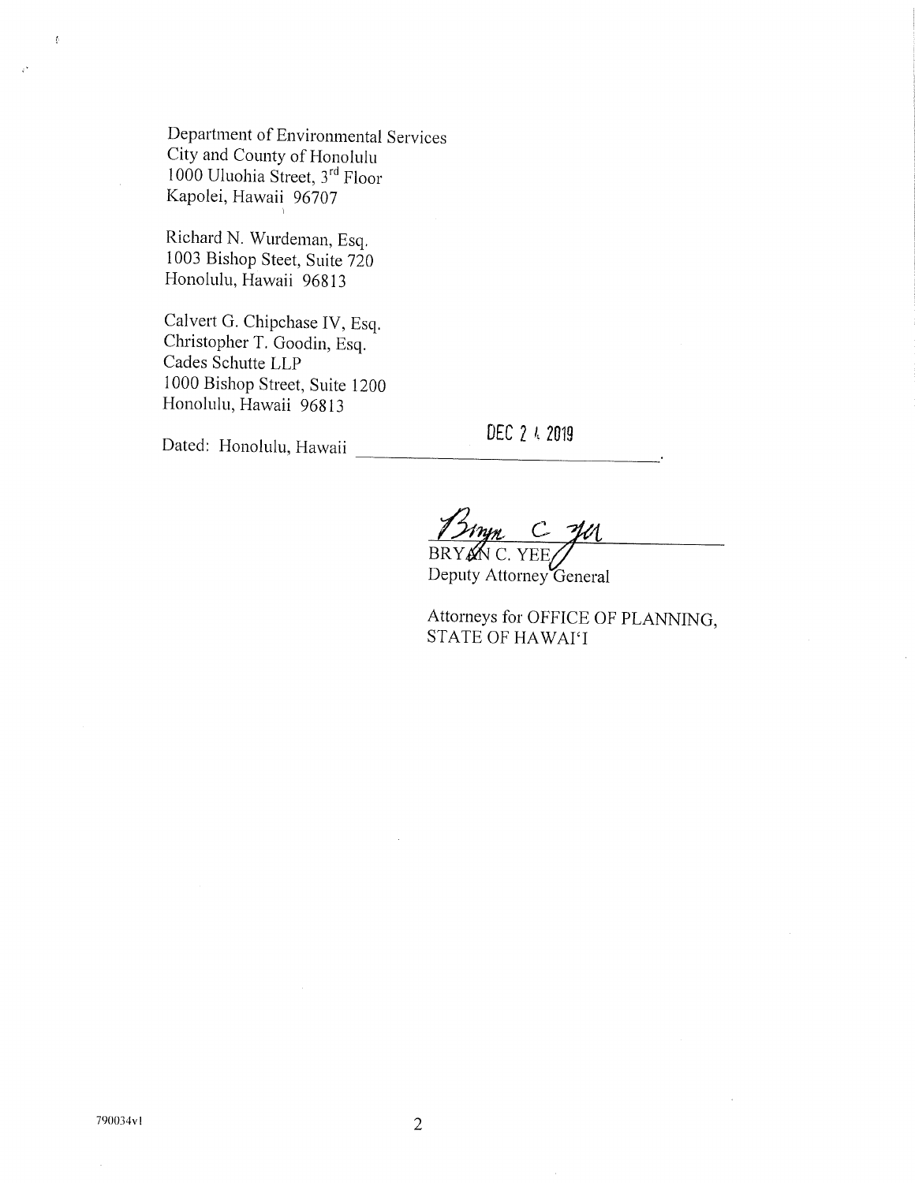Department of Environmental Services
City and County of Honolulu
1000 Uluohia Street, 3rd Floor
Kapolei, Hawaii 96707

Richard N. Wurdeman, Esq.
1003 Bishop Steet, Suite 720
Honolulu, Hawaii 96813

Calvert G. Chipchase IV, Esq.
Christopher T. Goodin, Esq.
Cades Schutte LLP
1000 Bishop Street, Suite 1200
Honolulu, Hawaii 96813

Dated: Honolulu, Hawaii DEC 2 4 2019.

BRYAN C. YEE
Deputy Attorney General

Attorneys for OFFICE OF PLANNING,
STATE OF HAWAIʻI

790034v1